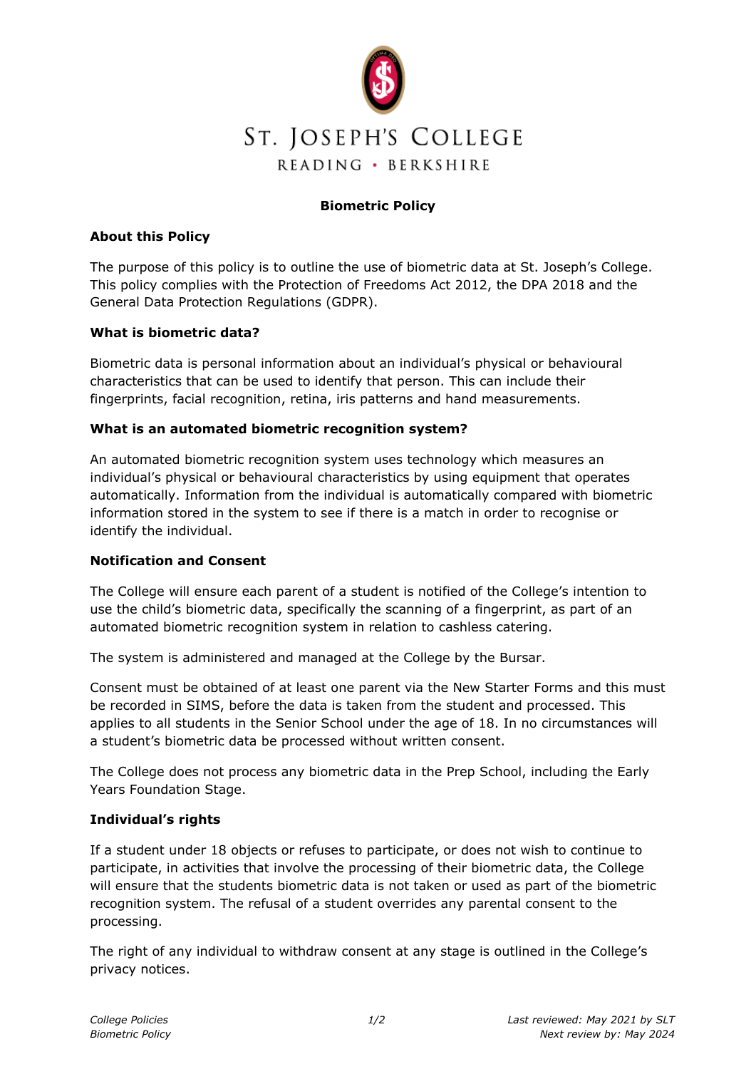# St. Joseph's College

READING • BERKSHIRE

## Biometric Policy

### About this Policy

The purpose of this policy is to outline the use of biometric data at St. Joseph's College. This policy complies with the Protection of Freedoms Act 2012, the DPA 2018 and the General Data Protection Regulations (GDPR).

### What is biometric data?

Biometric data is personal information about an individual's physical or behavioural characteristics that can be used to identify that person. This can include their fingerprints, facial recognition, retina, iris patterns and hand measurements.

### What is an automated biometric recognition system?

An automated biometric recognition system uses technology which measures an individual's physical or behavioural characteristics by using equipment that operates automatically. Information from the individual is automatically compared with biometric information stored in the system to see if there is a match in order to recognise or identify the individual.

### Notification and Consent

The College will ensure each parent of a student is notified of the College's intention to use the child's biometric data, specifically the scanning of a fingerprint, as part of an automated biometric recognition system in relation to cashless catering.

The system is administered and managed at the College by the Bursar.

Consent must be obtained of at least one parent via the New Starter Forms and this must be recorded in SIMS, before the data is taken from the student and processed. This applies to all students in the Senior School under the age of 18. In no circumstances will a student's biometric data be processed without written consent.

The College does not process any biometric data in the Prep School, including the Early Years Foundation Stage.

### Individual's rights

If a student under 18 objects or refuses to participate, or does not wish to continue to participate, in activities that involve the processing of their biometric data, the College will ensure that the students biometric data is not taken or used as part of the biometric recognition system. The refusal of a student overrides any parental consent to the processing.

The right of any individual to withdraw consent at any stage is outlined in the College's privacy notices.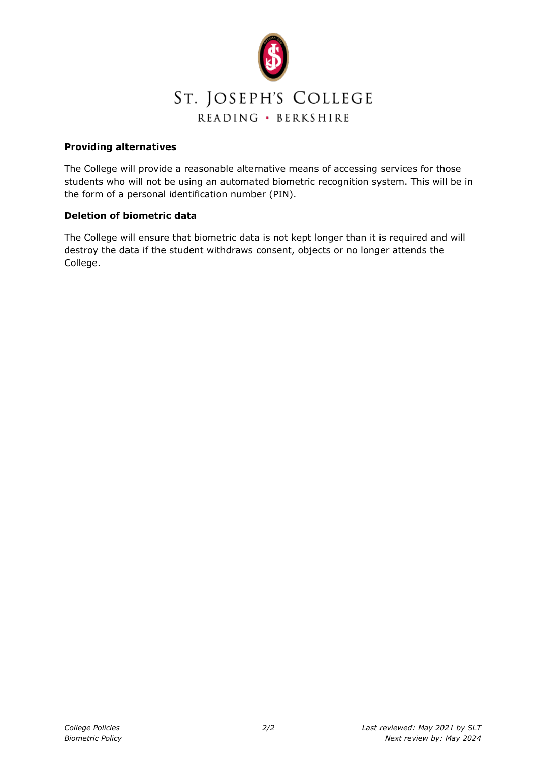**Providing alternatives**

The College will provide a reasonable alternative means of accessing services for those students who will not be using an automated biometric recognition system. This will be in the form of a personal identification number (PIN).

**Deletion of biometric data**

The College will ensure that biometric data is not kept longer than it is required and will destroy the data if the student withdraws consent, objects or no longer attends the College.